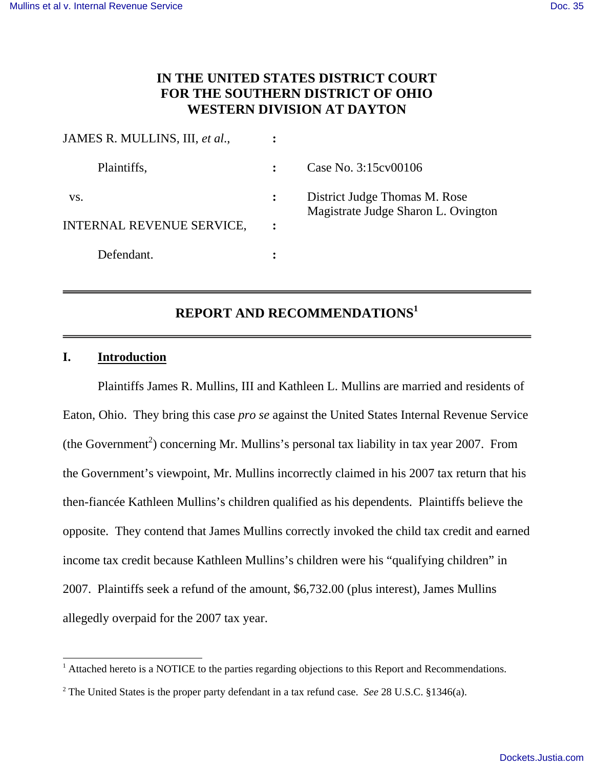**IN THE UNITED STATES DISTRICT COURT**
**FOR THE SOUTHERN DISTRICT OF OHIO**
**WESTERN DIVISION AT DAYTON**

| | | |
|---|---|---|
| JAMES R. MULLINS, III, *et al.*, | : | |
| Plaintiffs, | : | Case No. 3:15cv00106 |
| vs. | : | District Judge Thomas M. Rose<br>Magistrate Judge Sharon L. Ovington |
| INTERNAL REVENUE SERVICE, | : | |
| Defendant. | : | |

# REPORT AND RECOMMENDATIONS[1]

## I. Introduction

Plaintiffs James R. Mullins, III and Kathleen L. Mullins are married and residents of Eaton, Ohio. They bring this case *pro se* against the United States Internal Revenue Service (the Government[2]) concerning Mr. Mullins's personal tax liability in tax year 2007. From the Government's viewpoint, Mr. Mullins incorrectly claimed in his 2007 tax return that his then-fiancée Kathleen Mullins's children qualified as his dependents. Plaintiffs believe the opposite. They contend that James Mullins correctly invoked the child tax credit and earned income tax credit because Kathleen Mullins's children were his "qualifying children" in 2007. Plaintiffs seek a refund of the amount, $6,732.00 (plus interest), James Mullins allegedly overpaid for the 2007 tax year.

---

[1] Attached hereto is a NOTICE to the parties regarding objections to this Report and Recommendations.

[2] The United States is the proper party defendant in a tax refund case. *See* 28 U.S.C. §1346(a).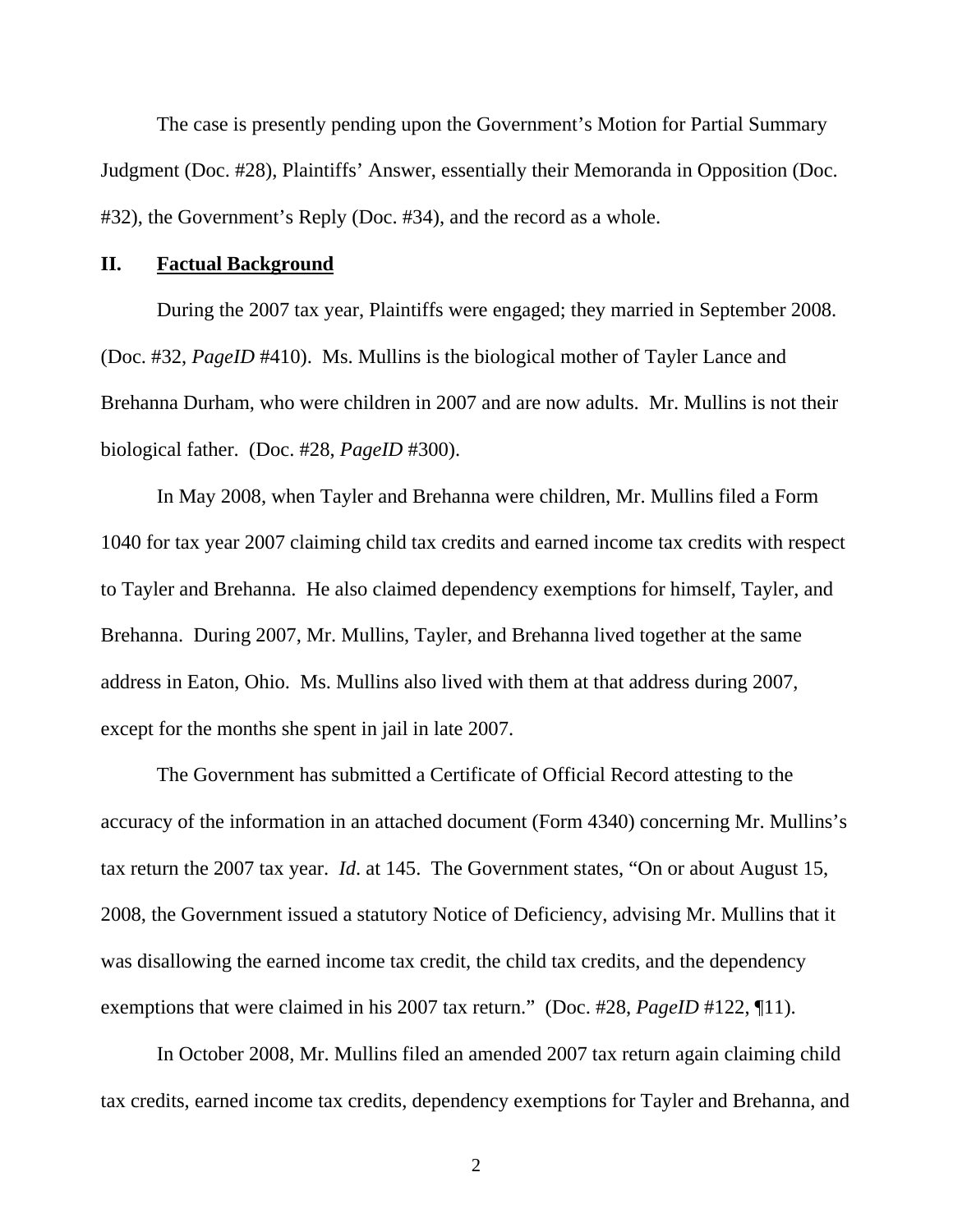The case is presently pending upon the Government's Motion for Partial Summary Judgment (Doc. #28), Plaintiffs' Answer, essentially their Memoranda in Opposition (Doc. #32), the Government's Reply (Doc. #34), and the record as a whole.

## II. **Factual Background**

During the 2007 tax year, Plaintiffs were engaged; they married in September 2008. (Doc. #32, *PageID* #410). Ms. Mullins is the biological mother of Tayler Lance and Brehanna Durham, who were children in 2007 and are now adults. Mr. Mullins is not their biological father. (Doc. #28, *PageID* #300).

In May 2008, when Tayler and Brehanna were children, Mr. Mullins filed a Form 1040 for tax year 2007 claiming child tax credits and earned income tax credits with respect to Tayler and Brehanna. He also claimed dependency exemptions for himself, Tayler, and Brehanna. During 2007, Mr. Mullins, Tayler, and Brehanna lived together at the same address in Eaton, Ohio. Ms. Mullins also lived with them at that address during 2007, except for the months she spent in jail in late 2007.

The Government has submitted a Certificate of Official Record attesting to the accuracy of the information in an attached document (Form 4340) concerning Mr. Mullins's tax return the 2007 tax year. *Id*. at 145. The Government states, "On or about August 15, 2008, the Government issued a statutory Notice of Deficiency, advising Mr. Mullins that it was disallowing the earned income tax credit, the child tax credits, and the dependency exemptions that were claimed in his 2007 tax return." (Doc. #28, *PageID* #122, ¶11).

In October 2008, Mr. Mullins filed an amended 2007 tax return again claiming child tax credits, earned income tax credits, dependency exemptions for Tayler and Brehanna, and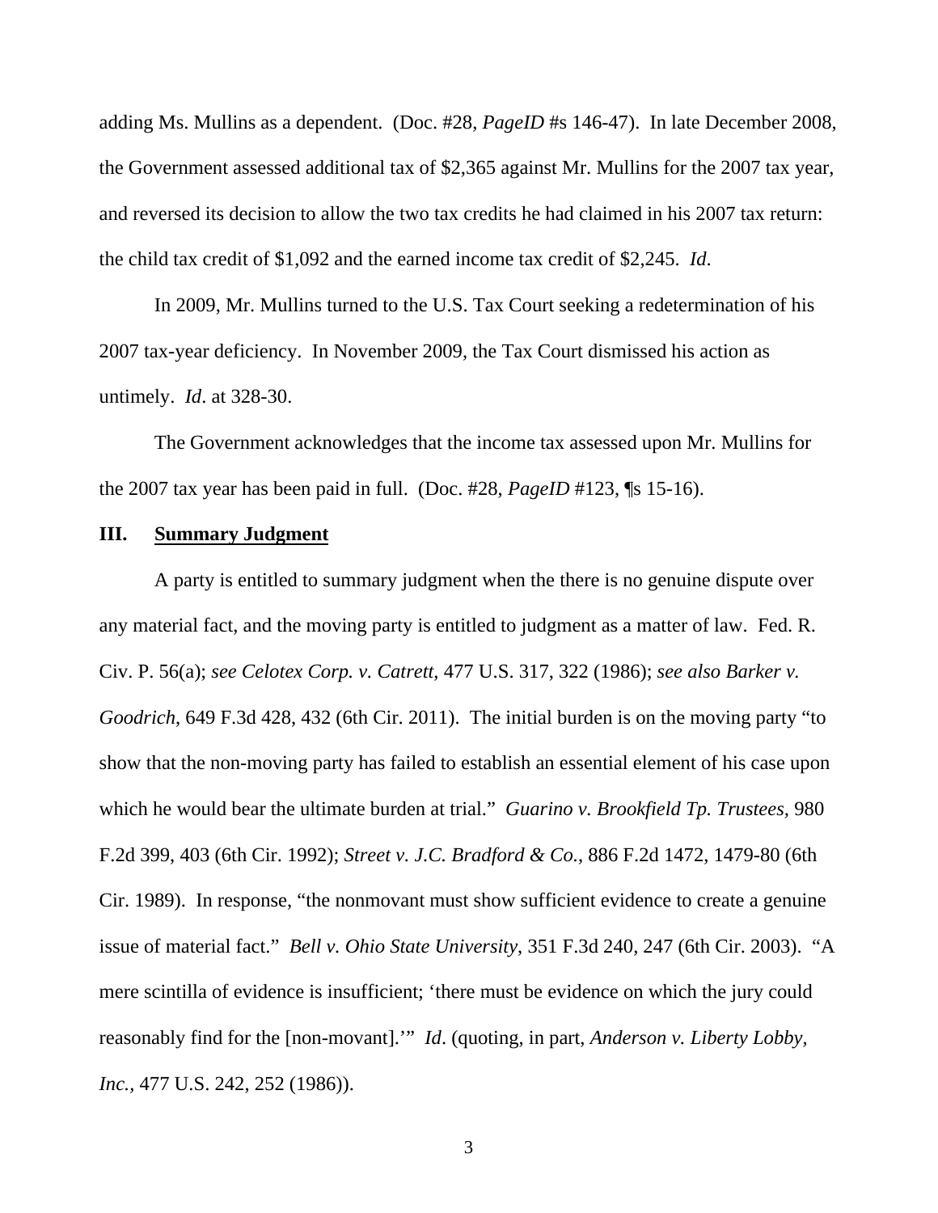adding Ms. Mullins as a dependent. (Doc. #28, *PageID* #s 146-47). In late December 2008, the Government assessed additional tax of $2,365 against Mr. Mullins for the 2007 tax year, and reversed its decision to allow the two tax credits he had claimed in his 2007 tax return: the child tax credit of $1,092 and the earned income tax credit of $2,245. *Id*.

In 2009, Mr. Mullins turned to the U.S. Tax Court seeking a redetermination of his 2007 tax-year deficiency. In November 2009, the Tax Court dismissed his action as untimely. *Id*. at 328-30.

The Government acknowledges that the income tax assessed upon Mr. Mullins for the 2007 tax year has been paid in full. (Doc. #28, *PageID* #123, ¶s 15-16).

## III. Summary Judgment

A party is entitled to summary judgment when the there is no genuine dispute over any material fact, and the moving party is entitled to judgment as a matter of law. Fed. R. Civ. P. 56(a); *see Celotex Corp. v. Catrett*, 477 U.S. 317, 322 (1986); *see also Barker v. Goodrich*, 649 F.3d 428, 432 (6th Cir. 2011). The initial burden is on the moving party "to show that the non-moving party has failed to establish an essential element of his case upon which he would bear the ultimate burden at trial." *Guarino v. Brookfield Tp. Trustees,* 980 F.2d 399, 403 (6th Cir. 1992); *Street v. J.C. Bradford & Co.*, 886 F.2d 1472, 1479-80 (6th Cir. 1989). In response, "the nonmovant must show sufficient evidence to create a genuine issue of material fact." *Bell v. Ohio State University*, 351 F.3d 240, 247 (6th Cir. 2003). "A mere scintilla of evidence is insufficient; 'there must be evidence on which the jury could reasonably find for the [non-movant].'" *Id*. (quoting, in part, *Anderson v. Liberty Lobby, Inc.*, 477 U.S. 242, 252 (1986)).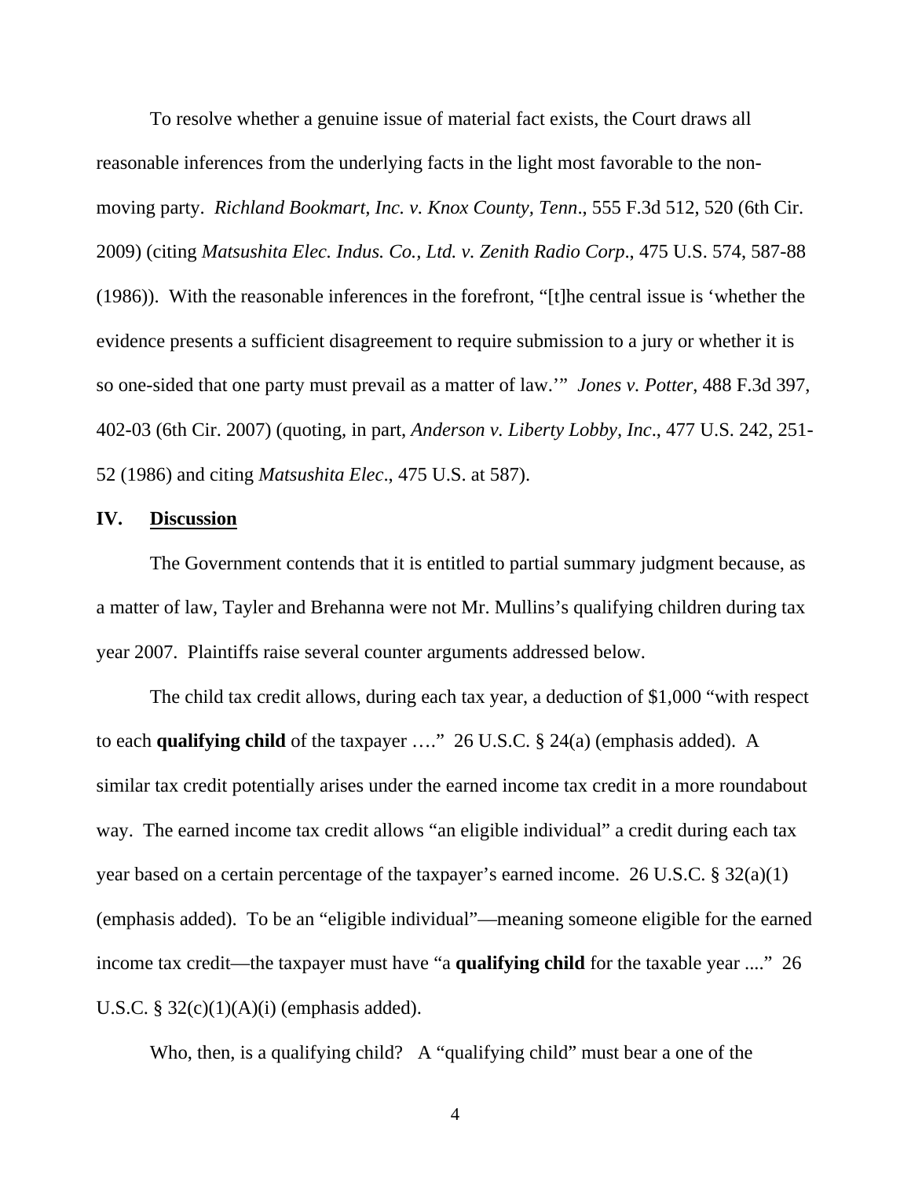To resolve whether a genuine issue of material fact exists, the Court draws all reasonable inferences from the underlying facts in the light most favorable to the non-moving party. *Richland Bookmart, Inc. v. Knox County, Tenn*., 555 F.3d 512, 520 (6th Cir. 2009) (citing *Matsushita Elec. Indus. Co., Ltd. v. Zenith Radio Corp*., 475 U.S. 574, 587-88 (1986)). With the reasonable inferences in the forefront, "[t]he central issue is 'whether the evidence presents a sufficient disagreement to require submission to a jury or whether it is so one-sided that one party must prevail as a matter of law.'" *Jones v. Potter*, 488 F.3d 397, 402-03 (6th Cir. 2007) (quoting, in part, *Anderson v. Liberty Lobby, Inc*., 477 U.S. 242, 251-52 (1986) and citing *Matsushita Elec*., 475 U.S. at 587).

## IV. Discussion

The Government contends that it is entitled to partial summary judgment because, as a matter of law, Tayler and Brehanna were not Mr. Mullins's qualifying children during tax year 2007. Plaintiffs raise several counter arguments addressed below.

The child tax credit allows, during each tax year, a deduction of $1,000 "with respect to each **qualifying child** of the taxpayer …." 26 U.S.C. § 24(a) (emphasis added). A similar tax credit potentially arises under the earned income tax credit in a more roundabout way. The earned income tax credit allows "an eligible individual" a credit during each tax year based on a certain percentage of the taxpayer's earned income. 26 U.S.C. § 32(a)(1) (emphasis added). To be an "eligible individual"—meaning someone eligible for the earned income tax credit—the taxpayer must have "a **qualifying child** for the taxable year ...." 26 U.S.C. § 32(c)(1)(A)(i) (emphasis added).

Who, then, is a qualifying child? A "qualifying child" must bear a one of the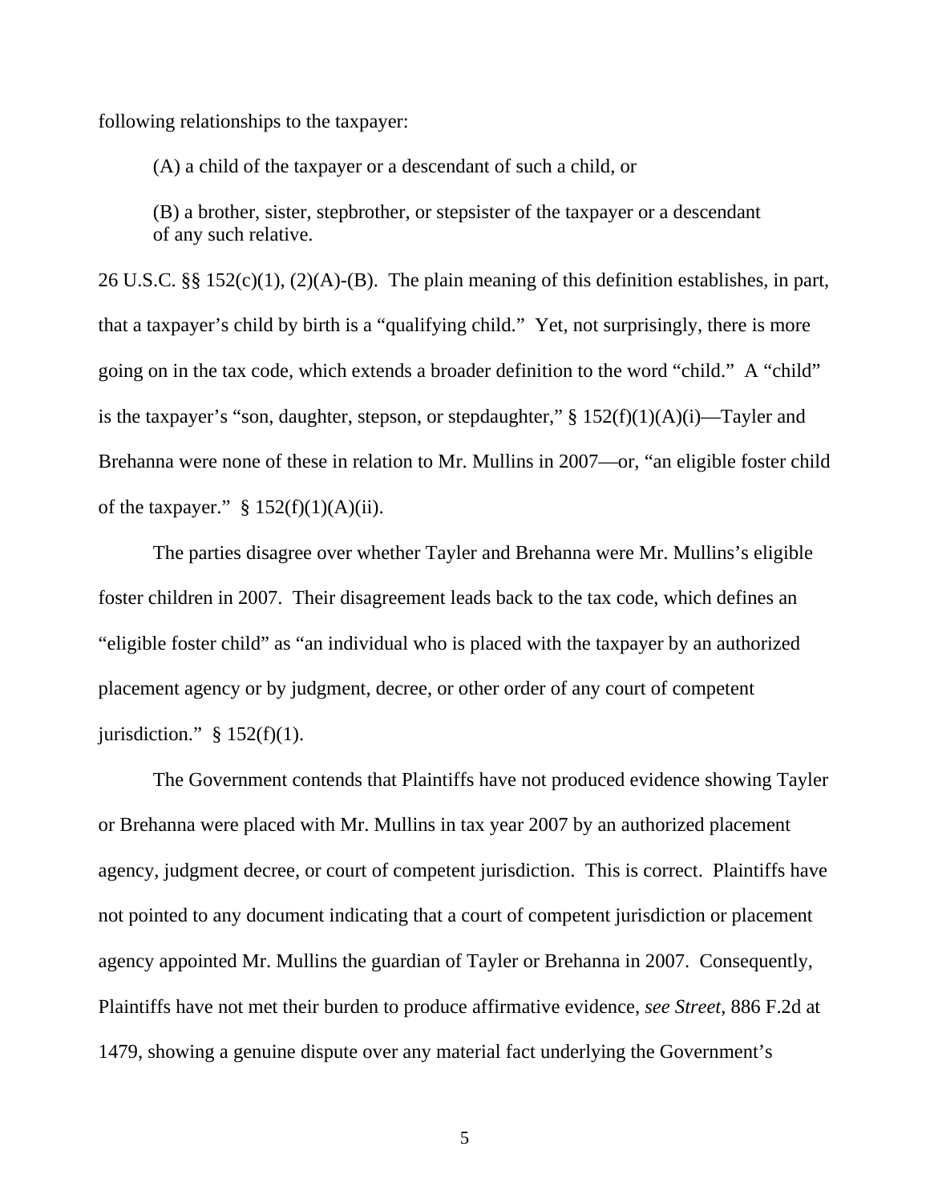following relationships to the taxpayer:

> (A) a child of the taxpayer or a descendant of such a child, or
>
> (B) a brother, sister, stepbrother, or stepsister of the taxpayer or a descendant of any such relative.

26 U.S.C. §§ 152(c)(1), (2)(A)-(B). The plain meaning of this definition establishes, in part, that a taxpayer's child by birth is a "qualifying child." Yet, not surprisingly, there is more going on in the tax code, which extends a broader definition to the word "child." A "child" is the taxpayer's "son, daughter, stepson, or stepdaughter," § 152(f)(1)(A)(i)—Tayler and Brehanna were none of these in relation to Mr. Mullins in 2007—or, "an eligible foster child of the taxpayer." § 152(f)(1)(A)(ii).

The parties disagree over whether Tayler and Brehanna were Mr. Mullins's eligible foster children in 2007. Their disagreement leads back to the tax code, which defines an "eligible foster child" as "an individual who is placed with the taxpayer by an authorized placement agency or by judgment, decree, or other order of any court of competent jurisdiction." § 152(f)(1).

The Government contends that Plaintiffs have not produced evidence showing Tayler or Brehanna were placed with Mr. Mullins in tax year 2007 by an authorized placement agency, judgment decree, or court of competent jurisdiction. This is correct. Plaintiffs have not pointed to any document indicating that a court of competent jurisdiction or placement agency appointed Mr. Mullins the guardian of Tayler or Brehanna in 2007. Consequently, Plaintiffs have not met their burden to produce affirmative evidence, *see Street*, 886 F.2d at 1479, showing a genuine dispute over any material fact underlying the Government's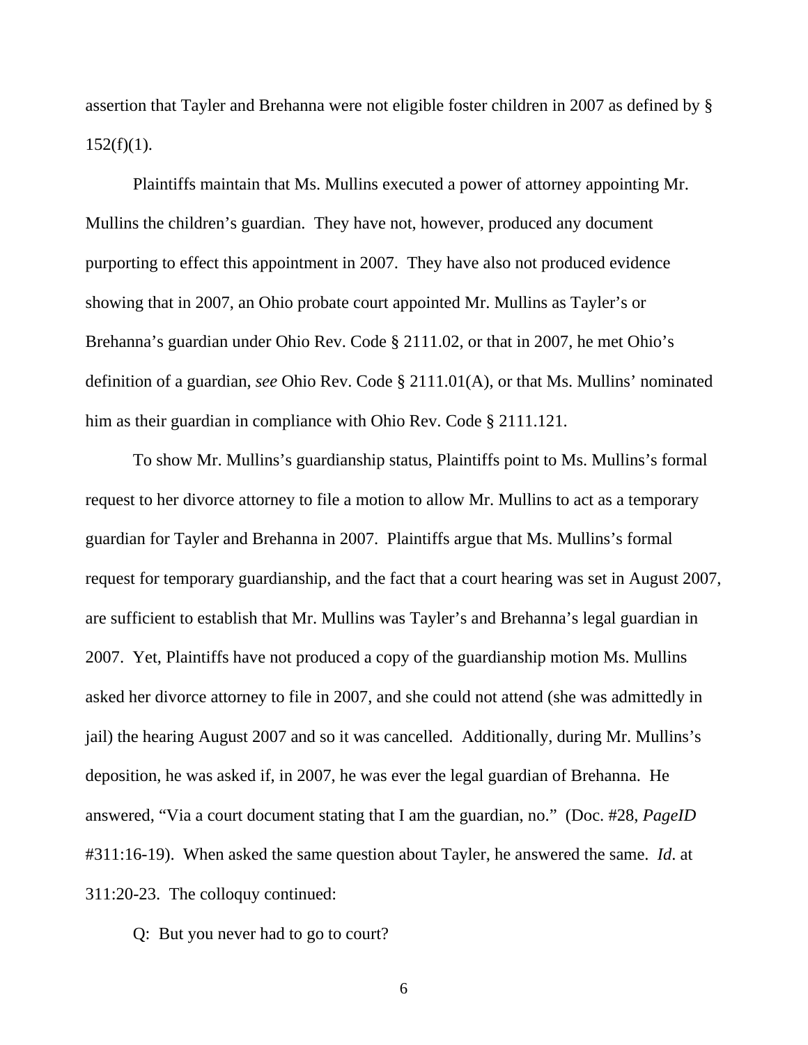assertion that Tayler and Brehanna were not eligible foster children in 2007 as defined by § 152(f)(1).

Plaintiffs maintain that Ms. Mullins executed a power of attorney appointing Mr. Mullins the children's guardian. They have not, however, produced any document purporting to effect this appointment in 2007. They have also not produced evidence showing that in 2007, an Ohio probate court appointed Mr. Mullins as Tayler's or Brehanna's guardian under Ohio Rev. Code § 2111.02, or that in 2007, he met Ohio's definition of a guardian, *see* Ohio Rev. Code § 2111.01(A), or that Ms. Mullins' nominated him as their guardian in compliance with Ohio Rev. Code § 2111.121.

To show Mr. Mullins's guardianship status, Plaintiffs point to Ms. Mullins's formal request to her divorce attorney to file a motion to allow Mr. Mullins to act as a temporary guardian for Tayler and Brehanna in 2007. Plaintiffs argue that Ms. Mullins's formal request for temporary guardianship, and the fact that a court hearing was set in August 2007, are sufficient to establish that Mr. Mullins was Tayler's and Brehanna's legal guardian in 2007. Yet, Plaintiffs have not produced a copy of the guardianship motion Ms. Mullins asked her divorce attorney to file in 2007, and she could not attend (she was admittedly in jail) the hearing August 2007 and so it was cancelled. Additionally, during Mr. Mullins's deposition, he was asked if, in 2007, he was ever the legal guardian of Brehanna. He answered, "Via a court document stating that I am the guardian, no." (Doc. #28, *PageID* #311:16-19). When asked the same question about Tayler, he answered the same. *Id*. at 311:20-23. The colloquy continued:

Q: But you never had to go to court?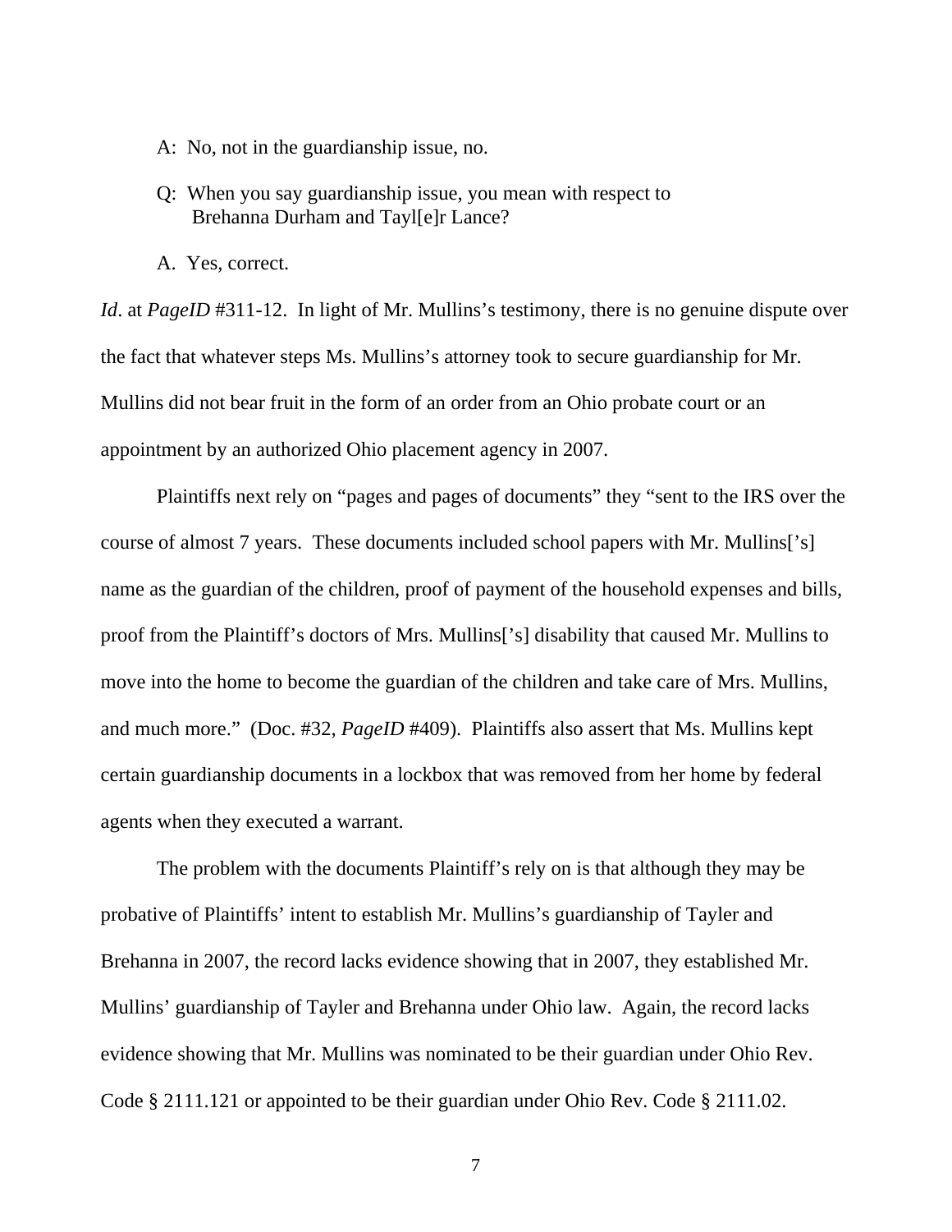A: No, not in the guardianship issue, no.

Q: When you say guardianship issue, you mean with respect to Brehanna Durham and Tayl[e]r Lance?

A. Yes, correct.

*Id*. at *PageID* #311-12. In light of Mr. Mullins's testimony, there is no genuine dispute over the fact that whatever steps Ms. Mullins's attorney took to secure guardianship for Mr. Mullins did not bear fruit in the form of an order from an Ohio probate court or an appointment by an authorized Ohio placement agency in 2007.

Plaintiffs next rely on "pages and pages of documents" they "sent to the IRS over the course of almost 7 years. These documents included school papers with Mr. Mullins['s] name as the guardian of the children, proof of payment of the household expenses and bills, proof from the Plaintiff's doctors of Mrs. Mullins['s] disability that caused Mr. Mullins to move into the home to become the guardian of the children and take care of Mrs. Mullins, and much more." (Doc. #32, *PageID* #409). Plaintiffs also assert that Ms. Mullins kept certain guardianship documents in a lockbox that was removed from her home by federal agents when they executed a warrant.

The problem with the documents Plaintiff's rely on is that although they may be probative of Plaintiffs' intent to establish Mr. Mullins's guardianship of Tayler and Brehanna in 2007, the record lacks evidence showing that in 2007, they established Mr. Mullins' guardianship of Tayler and Brehanna under Ohio law. Again, the record lacks evidence showing that Mr. Mullins was nominated to be their guardian under Ohio Rev. Code § 2111.121 or appointed to be their guardian under Ohio Rev. Code § 2111.02.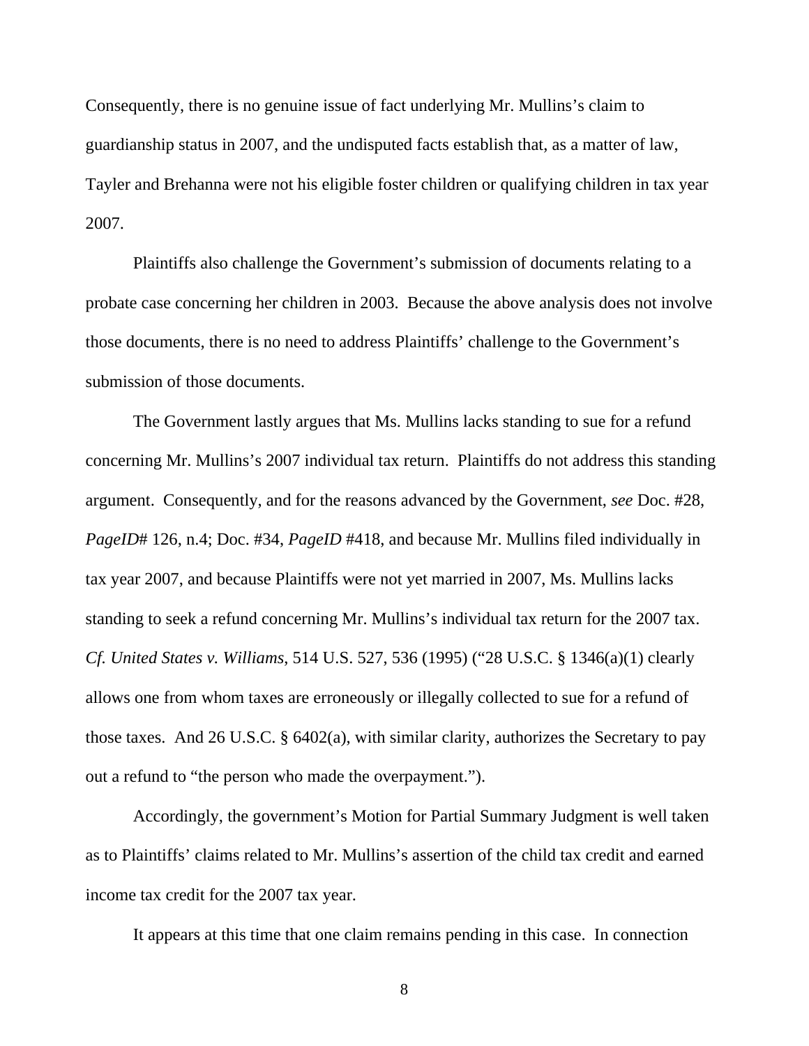Consequently, there is no genuine issue of fact underlying Mr. Mullins's claim to guardianship status in 2007, and the undisputed facts establish that, as a matter of law, Tayler and Brehanna were not his eligible foster children or qualifying children in tax year 2007.

Plaintiffs also challenge the Government's submission of documents relating to a probate case concerning her children in 2003. Because the above analysis does not involve those documents, there is no need to address Plaintiffs' challenge to the Government's submission of those documents.

The Government lastly argues that Ms. Mullins lacks standing to sue for a refund concerning Mr. Mullins's 2007 individual tax return. Plaintiffs do not address this standing argument. Consequently, and for the reasons advanced by the Government, *see* Doc. #28, *PageID*# 126, n.4; Doc. #34, *PageID* #418, and because Mr. Mullins filed individually in tax year 2007, and because Plaintiffs were not yet married in 2007, Ms. Mullins lacks standing to seek a refund concerning Mr. Mullins's individual tax return for the 2007 tax. *Cf. United States v. Williams*, 514 U.S. 527, 536 (1995) ("28 U.S.C. § 1346(a)(1) clearly allows one from whom taxes are erroneously or illegally collected to sue for a refund of those taxes. And 26 U.S.C. § 6402(a), with similar clarity, authorizes the Secretary to pay out a refund to "the person who made the overpayment.").

Accordingly, the government's Motion for Partial Summary Judgment is well taken as to Plaintiffs' claims related to Mr. Mullins's assertion of the child tax credit and earned income tax credit for the 2007 tax year.

It appears at this time that one claim remains pending in this case. In connection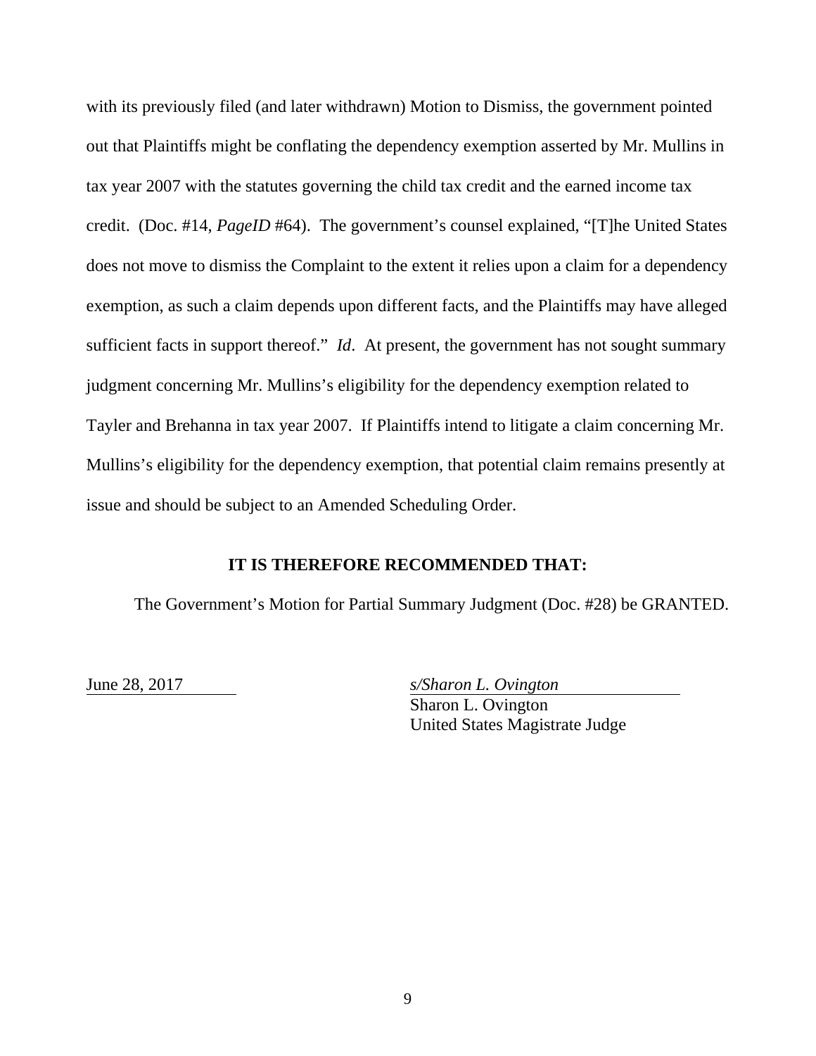with its previously filed (and later withdrawn) Motion to Dismiss, the government pointed out that Plaintiffs might be conflating the dependency exemption asserted by Mr. Mullins in tax year 2007 with the statutes governing the child tax credit and the earned income tax credit. (Doc. #14, *PageID* #64). The government's counsel explained, "[T]he United States does not move to dismiss the Complaint to the extent it relies upon a claim for a dependency exemption, as such a claim depends upon different facts, and the Plaintiffs may have alleged sufficient facts in support thereof." *Id*. At present, the government has not sought summary judgment concerning Mr. Mullins's eligibility for the dependency exemption related to Tayler and Brehanna in tax year 2007. If Plaintiffs intend to litigate a claim concerning Mr. Mullins's eligibility for the dependency exemption, that potential claim remains presently at issue and should be subject to an Amended Scheduling Order.

**IT IS THEREFORE RECOMMENDED THAT:**

The Government's Motion for Partial Summary Judgment (Doc. #28) be GRANTED.

June 28, 2017

*s/Sharon L. Ovington*
Sharon L. Ovington
United States Magistrate Judge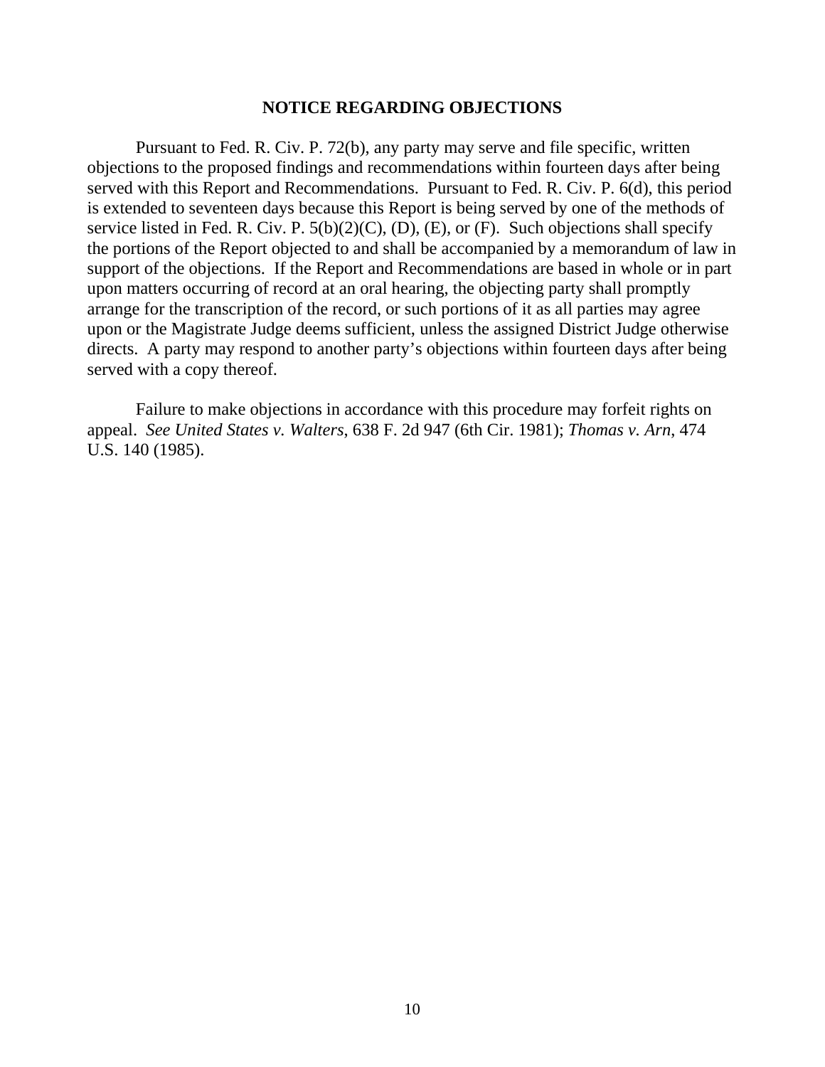**NOTICE REGARDING OBJECTIONS**

Pursuant to Fed. R. Civ. P. 72(b), any party may serve and file specific, written objections to the proposed findings and recommendations within fourteen days after being served with this Report and Recommendations. Pursuant to Fed. R. Civ. P. 6(d), this period is extended to seventeen days because this Report is being served by one of the methods of service listed in Fed. R. Civ. P. 5(b)(2)(C), (D), (E), or (F). Such objections shall specify the portions of the Report objected to and shall be accompanied by a memorandum of law in support of the objections. If the Report and Recommendations are based in whole or in part upon matters occurring of record at an oral hearing, the objecting party shall promptly arrange for the transcription of the record, or such portions of it as all parties may agree upon or the Magistrate Judge deems sufficient, unless the assigned District Judge otherwise directs. A party may respond to another party's objections within fourteen days after being served with a copy thereof.

Failure to make objections in accordance with this procedure may forfeit rights on appeal. *See United States v. Walters*, 638 F. 2d 947 (6th Cir. 1981); *Thomas v. Arn*, 474 U.S. 140 (1985).